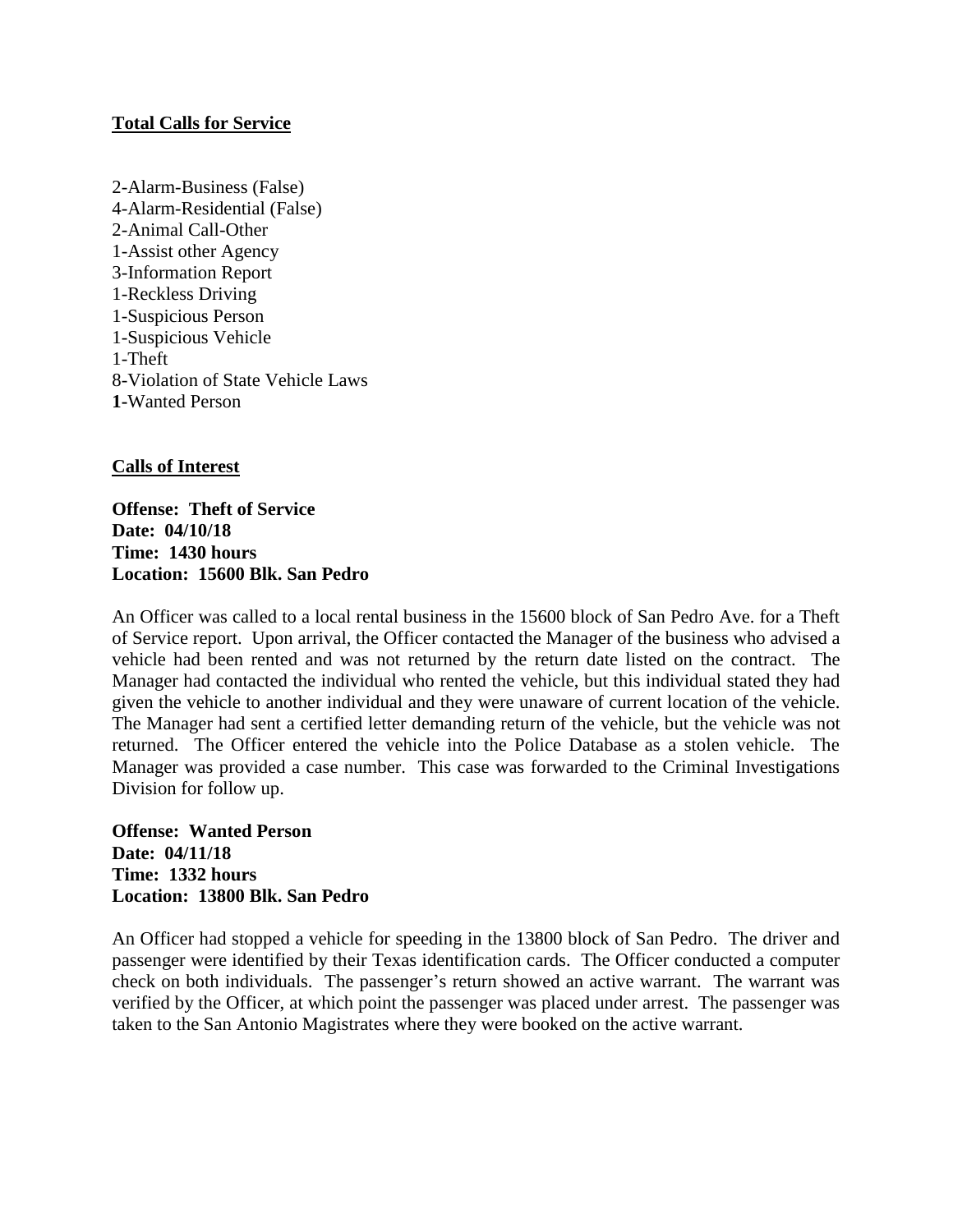**Total Calls for Service**

2-Alarm-Business (False)
4-Alarm-Residential (False)
2-Animal Call-Other
1-Assist other Agency
3-Information Report
1-Reckless Driving
1-Suspicious Person
1-Suspicious Vehicle
1-Theft
8-Violation of State Vehicle Laws
**1**-Wanted Person

**Calls of Interest**

**Offense: Theft of Service**
**Date: 04/10/18**
**Time: 1430 hours**
**Location: 15600 Blk. San Pedro**

An Officer was called to a local rental business in the 15600 block of San Pedro Ave. for a Theft of Service report. Upon arrival, the Officer contacted the Manager of the business who advised a vehicle had been rented and was not returned by the return date listed on the contract. The Manager had contacted the individual who rented the vehicle, but this individual stated they had given the vehicle to another individual and they were unaware of current location of the vehicle. The Manager had sent a certified letter demanding return of the vehicle, but the vehicle was not returned. The Officer entered the vehicle into the Police Database as a stolen vehicle. The Manager was provided a case number. This case was forwarded to the Criminal Investigations Division for follow up.

**Offense: Wanted Person**
**Date: 04/11/18**
**Time: 1332 hours**
**Location: 13800 Blk. San Pedro**

An Officer had stopped a vehicle for speeding in the 13800 block of San Pedro. The driver and passenger were identified by their Texas identification cards. The Officer conducted a computer check on both individuals. The passenger's return showed an active warrant. The warrant was verified by the Officer, at which point the passenger was placed under arrest. The passenger was taken to the San Antonio Magistrates where they were booked on the active warrant.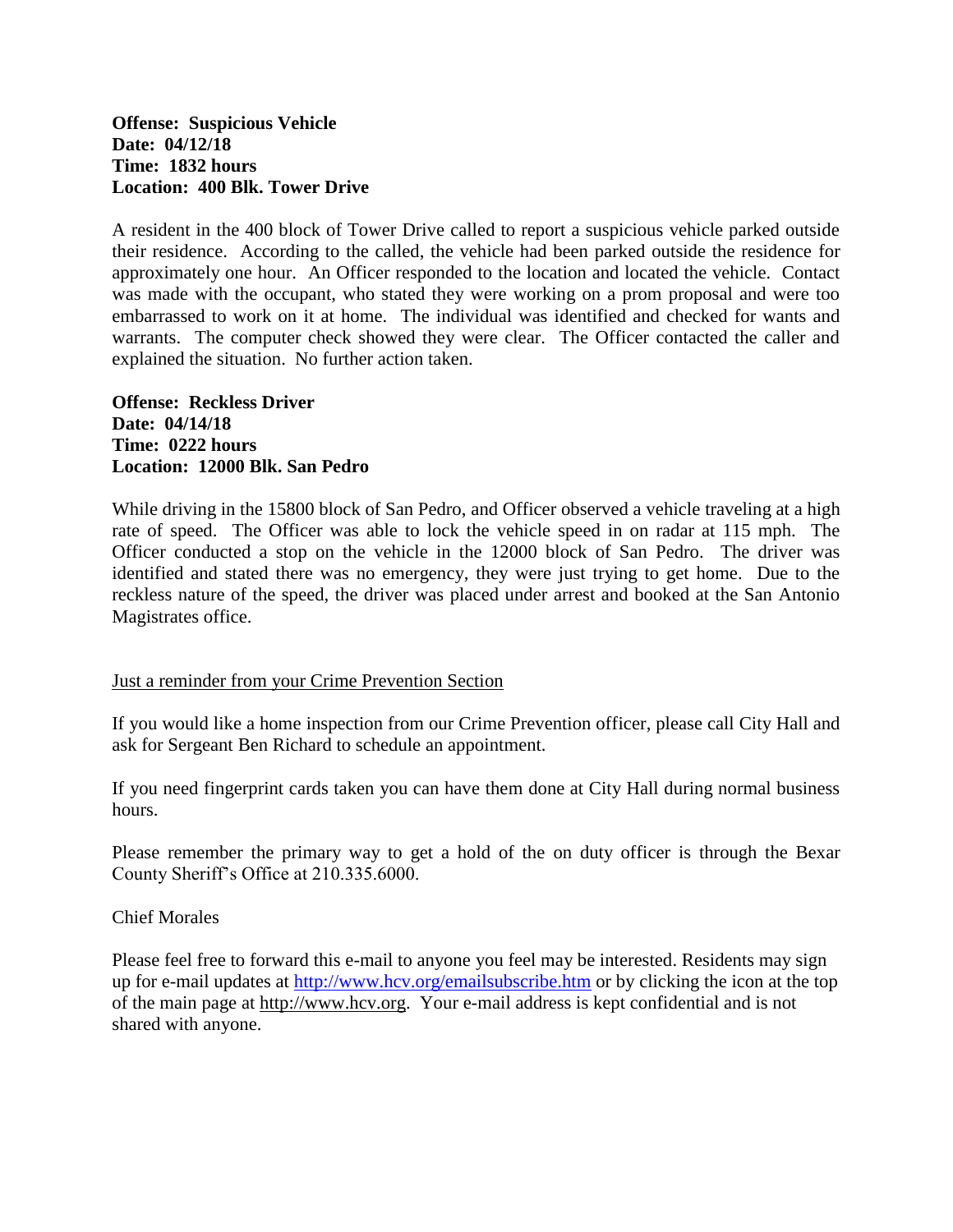**Offense: Suspicious Vehicle**
**Date: 04/12/18**
**Time: 1832 hours**
**Location: 400 Blk. Tower Drive**

A resident in the 400 block of Tower Drive called to report a suspicious vehicle parked outside their residence. According to the called, the vehicle had been parked outside the residence for approximately one hour. An Officer responded to the location and located the vehicle. Contact was made with the occupant, who stated they were working on a prom proposal and were too embarrassed to work on it at home. The individual was identified and checked for wants and warrants. The computer check showed they were clear. The Officer contacted the caller and explained the situation. No further action taken.

**Offense: Reckless Driver**
**Date: 04/14/18**
**Time: 0222 hours**
**Location: 12000 Blk. San Pedro**

While driving in the 15800 block of San Pedro, and Officer observed a vehicle traveling at a high rate of speed. The Officer was able to lock the vehicle speed in on radar at 115 mph. The Officer conducted a stop on the vehicle in the 12000 block of San Pedro. The driver was identified and stated there was no emergency, they were just trying to get home. Due to the reckless nature of the speed, the driver was placed under arrest and booked at the San Antonio Magistrates office.

Just a reminder from your Crime Prevention Section

If you would like a home inspection from our Crime Prevention officer, please call City Hall and ask for Sergeant Ben Richard to schedule an appointment.

If you need fingerprint cards taken you can have them done at City Hall during normal business hours.

Please remember the primary way to get a hold of the on duty officer is through the Bexar County Sheriff's Office at 210.335.6000.

Chief Morales

Please feel free to forward this e-mail to anyone you feel may be interested. Residents may sign up for e-mail updates at http://www.hcv.org/emailsubscribe.htm or by clicking the icon at the top of the main page at http://www.hcv.org. Your e-mail address is kept confidential and is not shared with anyone.